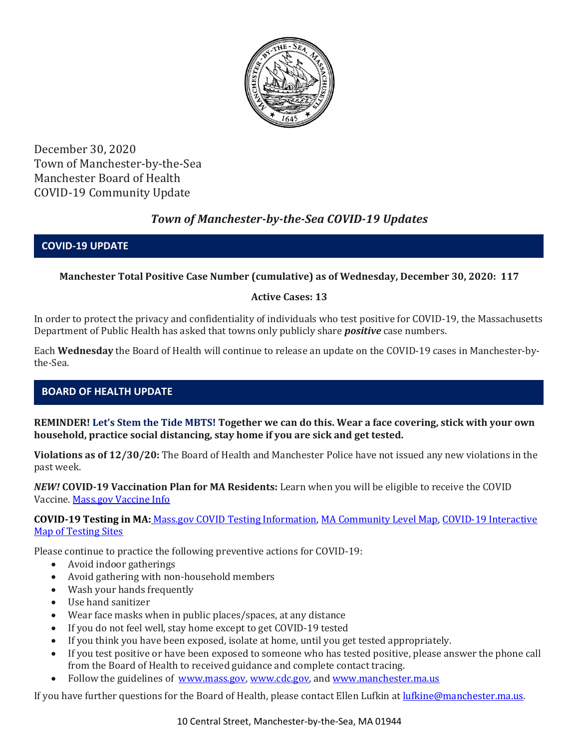December 30, 2020
Town of Manchester-by-the-Sea
Manchester Board of Health
COVID-19 Community Update

## *Town of Manchester-by-the-Sea COVID-19 Updates*

## COVID-19 UPDATE

**Manchester Total Positive Case Number (cumulative) as of Wednesday, December 30, 2020: 117**

**Active Cases: 13**

In order to protect the privacy and confidentiality of individuals who test positive for COVID-19, the Massachusetts Department of Public Health has asked that towns only publicly share ***positive*** case numbers.

Each **Wednesday** the Board of Health will continue to release an update on the COVID-19 cases in Manchester-by-the-Sea.

## BOARD OF HEALTH UPDATE

**REMINDER! Let's Stem the Tide MBTS! Together we can do this. Wear a face covering, stick with your own household, practice social distancing, stay home if you are sick and get tested.**

**Violations as of 12/30/20:** The Board of Health and Manchester Police have not issued any new violations in the past week.

***NEW!*** **COVID-19 Vaccination Plan for MA Residents:** Learn when you will be eligible to receive the COVID Vaccine. Mass.gov Vaccine Info

**COVID-19 Testing in MA:** Mass.gov COVID Testing Information, MA Community Level Map, COVID-19 Interactive Map of Testing Sites

Please continue to practice the following preventive actions for COVID-19:

- Avoid indoor gatherings
- Avoid gathering with non-household members
- Wash your hands frequently
- Use hand sanitizer
- Wear face masks when in public places/spaces, at any distance
- If you do not feel well, stay home except to get COVID-19 tested
- If you think you have been exposed, isolate at home, until you get tested appropriately.
- If you test positive or have been exposed to someone who has tested positive, please answer the phone call from the Board of Health to received guidance and complete contact tracing.
- Follow the guidelines of www.mass.gov, www.cdc.gov, and www.manchester.ma.us

If you have further questions for the Board of Health, please contact Ellen Lufkin at lufkine@manchester.ma.us.

10 Central Street, Manchester-by-the-Sea, MA 01944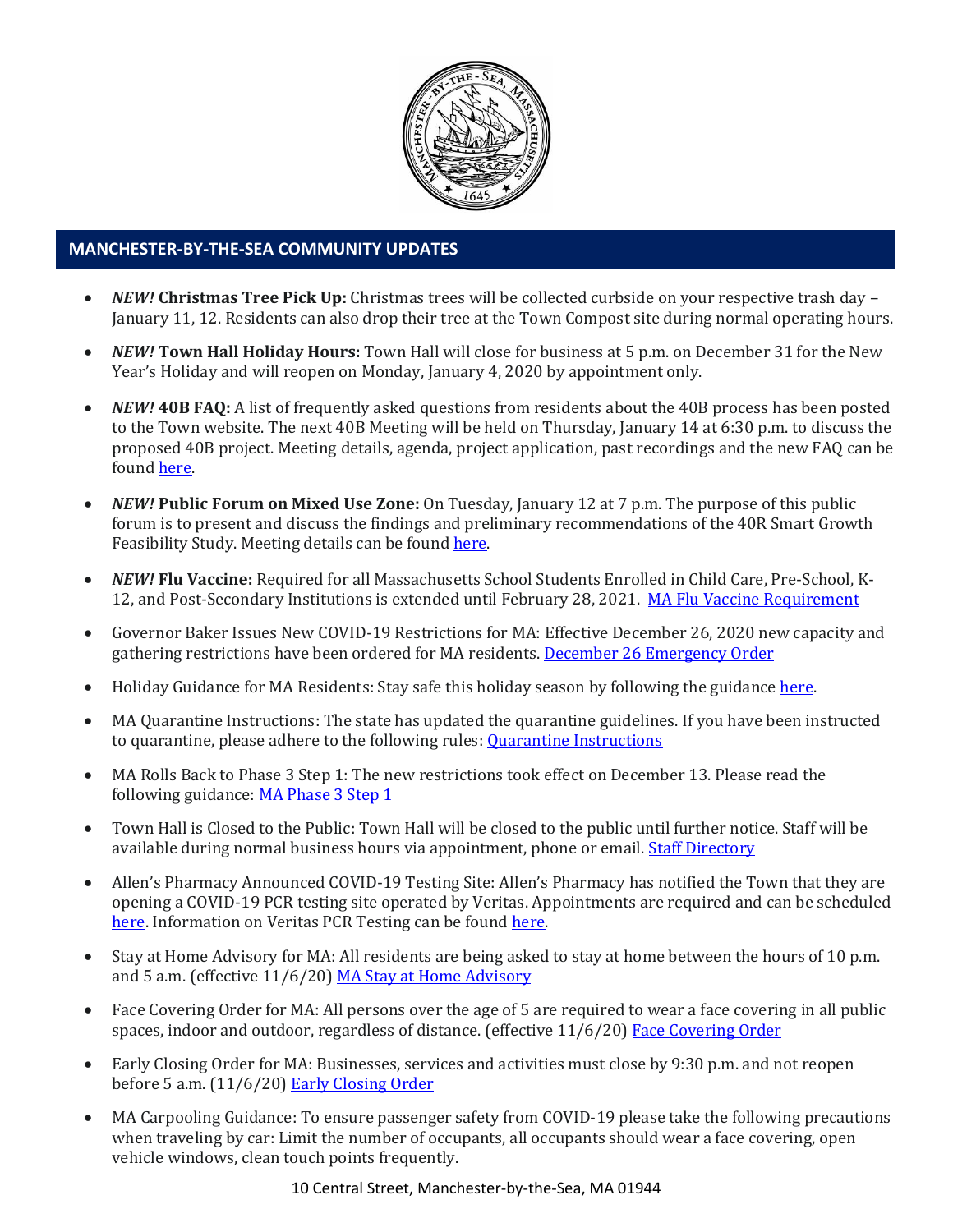## MANCHESTER-BY-THE-SEA COMMUNITY UPDATES

- ***NEW!* Christmas Tree Pick Up:** Christmas trees will be collected curbside on your respective trash day – January 11, 12. Residents can also drop their tree at the Town Compost site during normal operating hours.
- ***NEW!* Town Hall Holiday Hours:** Town Hall will close for business at 5 p.m. on December 31 for the New Year's Holiday and will reopen on Monday, January 4, 2020 by appointment only.
- ***NEW!* 40B FAQ:** A list of frequently asked questions from residents about the 40B process has been posted to the Town website. The next 40B Meeting will be held on Thursday, January 14 at 6:30 p.m. to discuss the proposed 40B project. Meeting details, agenda, project application, past recordings and the new FAQ can be found [here](#).
- ***NEW!* Public Forum on Mixed Use Zone:** On Tuesday, January 12 at 7 p.m. The purpose of this public forum is to present and discuss the findings and preliminary recommendations of the 40R Smart Growth Feasibility Study. Meeting details can be found [here](#).
- ***NEW!* Flu Vaccine:** Required for all Massachusetts School Students Enrolled in Child Care, Pre-School, K-12, and Post-Secondary Institutions is extended until February 28, 2021. [MA Flu Vaccine Requirement](#)
- Governor Baker Issues New COVID-19 Restrictions for MA: Effective December 26, 2020 new capacity and gathering restrictions have been ordered for MA residents. [December 26 Emergency Order](#)
- Holiday Guidance for MA Residents: Stay safe this holiday season by following the guidance [here](#).
- MA Quarantine Instructions: The state has updated the quarantine guidelines. If you have been instructed to quarantine, please adhere to the following rules: [Quarantine Instructions](#)
- MA Rolls Back to Phase 3 Step 1: The new restrictions took effect on December 13. Please read the following guidance: [MA Phase 3 Step 1](#)
- Town Hall is Closed to the Public: Town Hall will be closed to the public until further notice. Staff will be available during normal business hours via appointment, phone or email. [Staff Directory](#)
- Allen's Pharmacy Announced COVID-19 Testing Site: Allen's Pharmacy has notified the Town that they are opening a COVID-19 PCR testing site operated by Veritas. Appointments are required and can be scheduled [here](#). Information on Veritas PCR Testing can be found [here](#).
- Stay at Home Advisory for MA: All residents are being asked to stay at home between the hours of 10 p.m. and 5 a.m. (effective 11/6/20) [MA Stay at Home Advisory](#)
- Face Covering Order for MA: All persons over the age of 5 are required to wear a face covering in all public spaces, indoor and outdoor, regardless of distance. (effective 11/6/20) [Face Covering Order](#)
- Early Closing Order for MA: Businesses, services and activities must close by 9:30 p.m. and not reopen before 5 a.m. (11/6/20) [Early Closing Order](#)
- MA Carpooling Guidance: To ensure passenger safety from COVID-19 please take the following precautions when traveling by car: Limit the number of occupants, all occupants should wear a face covering, open vehicle windows, clean touch points frequently.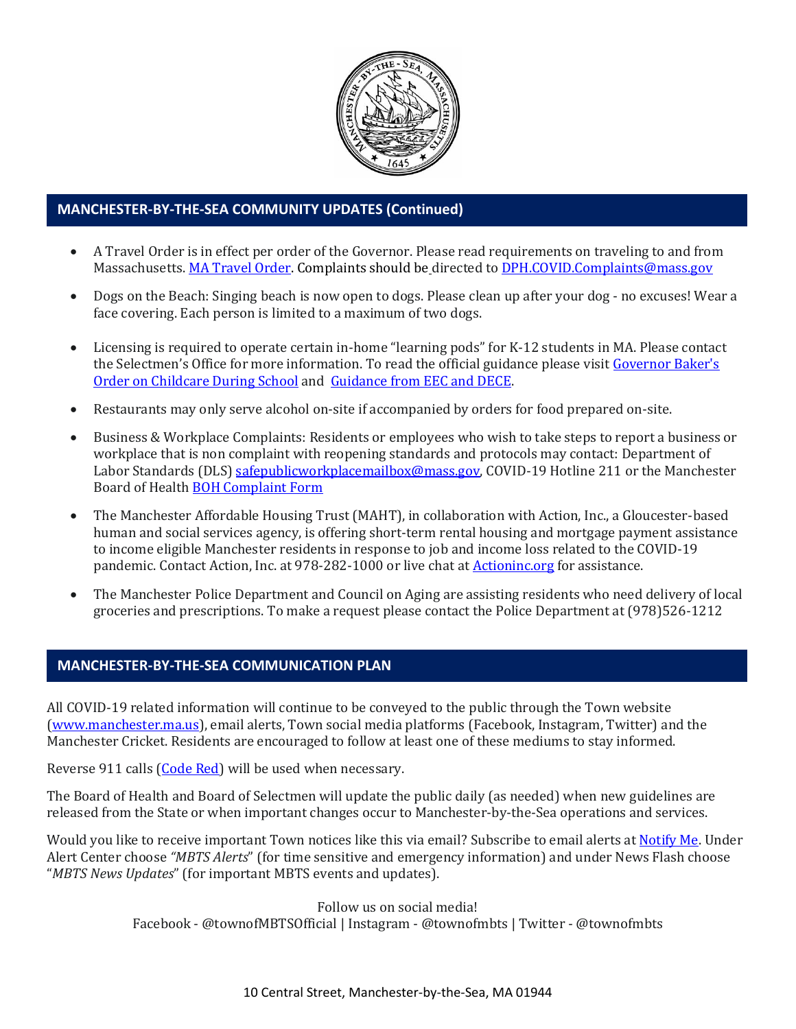## MANCHESTER-BY-THE-SEA COMMUNITY UPDATES (Continued)

- A Travel Order is in effect per order of the Governor. Please read requirements on traveling to and from Massachusetts. MA Travel Order. Complaints should be directed to DPH.COVID.Complaints@mass.gov
- Dogs on the Beach: Singing beach is now open to dogs. Please clean up after your dog - no excuses! Wear a face covering. Each person is limited to a maximum of two dogs.
- Licensing is required to operate certain in-home "learning pods" for K-12 students in MA. Please contact the Selectmen's Office for more information. To read the official guidance please visit Governor Baker's Order on Childcare During School and Guidance from EEC and DECE.
- Restaurants may only serve alcohol on-site if accompanied by orders for food prepared on-site.
- Business & Workplace Complaints: Residents or employees who wish to take steps to report a business or workplace that is non complaint with reopening standards and protocols may contact: Department of Labor Standards (DLS) safepublicworkplacemailbox@mass.gov, COVID-19 Hotline 211 or the Manchester Board of Health BOH Complaint Form
- The Manchester Affordable Housing Trust (MAHT), in collaboration with Action, Inc., a Gloucester-based human and social services agency, is offering short-term rental housing and mortgage payment assistance to income eligible Manchester residents in response to job and income loss related to the COVID-19 pandemic. Contact Action, Inc. at 978-282-1000 or live chat at Actioninc.org for assistance.
- The Manchester Police Department and Council on Aging are assisting residents who need delivery of local groceries and prescriptions. To make a request please contact the Police Department at (978)526-1212

## MANCHESTER-BY-THE-SEA COMMUNICATION PLAN

All COVID-19 related information will continue to be conveyed to the public through the Town website (www.manchester.ma.us), email alerts, Town social media platforms (Facebook, Instagram, Twitter) and the Manchester Cricket. Residents are encouraged to follow at least one of these mediums to stay informed.

Reverse 911 calls (Code Red) will be used when necessary.

The Board of Health and Board of Selectmen will update the public daily (as needed) when new guidelines are released from the State or when important changes occur to Manchester-by-the-Sea operations and services.

Would you like to receive important Town notices like this via email? Subscribe to email alerts at Notify Me. Under Alert Center choose *"MBTS Alerts"* (for time sensitive and emergency information) and under News Flash choose "*MBTS News Updates*" (for important MBTS events and updates).

Follow us on social media!
Facebook - @townofMBTSOfficial | Instagram - @townofmbts | Twitter - @townofmbts

10 Central Street, Manchester-by-the-Sea, MA 01944